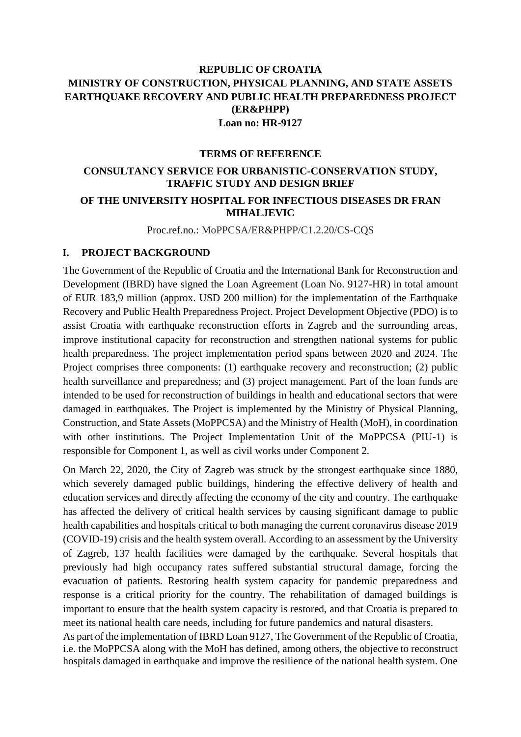**REPUBLIC OF CROATIA**
**MINISTRY OF CONSTRUCTION, PHYSICAL PLANNING, AND STATE ASSETS**
**EARTHQUAKE RECOVERY AND PUBLIC HEALTH PREPAREDNESS PROJECT (ER&PHPP)**
**Loan no: HR-9127**

# TERMS OF REFERENCE

## CONSULTANCY SERVICE FOR URBANISTIC-CONSERVATION STUDY, TRAFFIC STUDY AND DESIGN BRIEF

## OF THE UNIVERSITY HOSPITAL FOR INFECTIOUS DISEASES DR FRAN MIHALJEVIC

Proc.ref.no.: MoPPCSA/ER&PHPP/C1.2.20/CS-CQS

## I. PROJECT BACKGROUND

The Government of the Republic of Croatia and the International Bank for Reconstruction and Development (IBRD) have signed the Loan Agreement (Loan No. 9127-HR) in total amount of EUR 183,9 million (approx. USD 200 million) for the implementation of the Earthquake Recovery and Public Health Preparedness Project. Project Development Objective (PDO) is to assist Croatia with earthquake reconstruction efforts in Zagreb and the surrounding areas, improve institutional capacity for reconstruction and strengthen national systems for public health preparedness. The project implementation period spans between 2020 and 2024. The Project comprises three components: (1) earthquake recovery and reconstruction; (2) public health surveillance and preparedness; and (3) project management. Part of the loan funds are intended to be used for reconstruction of buildings in health and educational sectors that were damaged in earthquakes. The Project is implemented by the Ministry of Physical Planning, Construction, and State Assets (MoPPCSA) and the Ministry of Health (MoH), in coordination with other institutions. The Project Implementation Unit of the MoPPCSA (PIU-1) is responsible for Component 1, as well as civil works under Component 2.

On March 22, 2020, the City of Zagreb was struck by the strongest earthquake since 1880, which severely damaged public buildings, hindering the effective delivery of health and education services and directly affecting the economy of the city and country. The earthquake has affected the delivery of critical health services by causing significant damage to public health capabilities and hospitals critical to both managing the current coronavirus disease 2019 (COVID-19) crisis and the health system overall. According to an assessment by the University of Zagreb, 137 health facilities were damaged by the earthquake. Several hospitals that previously had high occupancy rates suffered substantial structural damage, forcing the evacuation of patients. Restoring health system capacity for pandemic preparedness and response is a critical priority for the country. The rehabilitation of damaged buildings is important to ensure that the health system capacity is restored, and that Croatia is prepared to meet its national health care needs, including for future pandemics and natural disasters.

As part of the implementation of IBRD Loan 9127, The Government of the Republic of Croatia, i.e. the MoPPCSA along with the MoH has defined, among others, the objective to reconstruct hospitals damaged in earthquake and improve the resilience of the national health system. One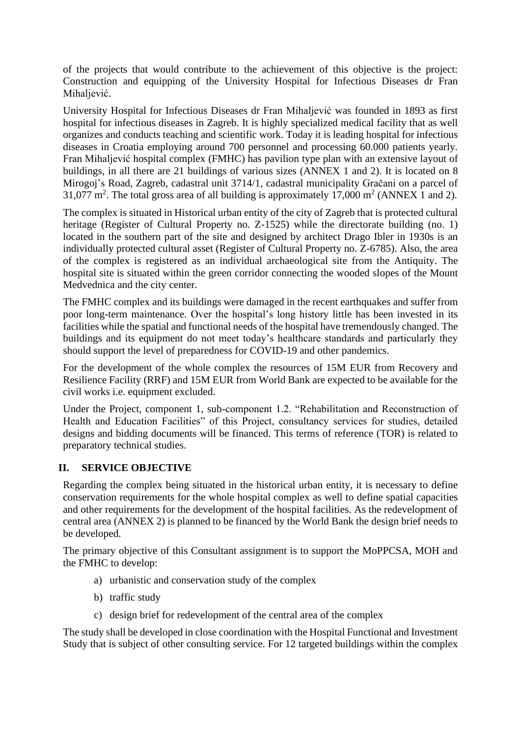of the projects that would contribute to the achievement of this objective is the project: Construction and equipping of the University Hospital for Infectious Diseases dr Fran Mihaljević.

University Hospital for Infectious Diseases dr Fran Mihaljević was founded in 1893 as first hospital for infectious diseases in Zagreb. It is highly specialized medical facility that as well organizes and conducts teaching and scientific work. Today it is leading hospital for infectious diseases in Croatia employing around 700 personnel and processing 60.000 patients yearly. Fran Mihaljević hospital complex (FMHC) has pavilion type plan with an extensive layout of buildings, in all there are 21 buildings of various sizes (ANNEX 1 and 2). It is located on 8 Mirogoj's Road, Zagreb, cadastral unit 3714/1, cadastral municipality Gračani on a parcel of 31,077 $m^2$. The total gross area of all building is approximately 17,000 $m^2$ (ANNEX 1 and 2).

The complex is situated in Historical urban entity of the city of Zagreb that is protected cultural heritage (Register of Cultural Property no. Z-1525) while the directorate building (no. 1) located in the southern part of the site and designed by architect Drago Ibler in 1930s is an individually protected cultural asset (Register of Cultural Property no. Z-6785). Also, the area of the complex is registered as an individual archaeological site from the Antiquity. The hospital site is situated within the green corridor connecting the wooded slopes of the Mount Medvednica and the city center.

The FMHC complex and its buildings were damaged in the recent earthquakes and suffer from poor long-term maintenance. Over the hospital's long history little has been invested in its facilities while the spatial and functional needs of the hospital have tremendously changed. The buildings and its equipment do not meet today's healthcare standards and particularly they should support the level of preparedness for COVID-19 and other pandemics.

For the development of the whole complex the resources of 15M EUR from Recovery and Resilience Facility (RRF) and 15M EUR from World Bank are expected to be available for the civil works i.e. equipment excluded.

Under the Project, component 1, sub-component 1.2. "Rehabilitation and Reconstruction of Health and Education Facilities" of this Project, consultancy services for studies, detailed designs and bidding documents will be financed. This terms of reference (TOR) is related to preparatory technical studies.

## II. SERVICE OBJECTIVE

Regarding the complex being situated in the historical urban entity, it is necessary to define conservation requirements for the whole hospital complex as well to define spatial capacities and other requirements for the development of the hospital facilities. As the redevelopment of central area (ANNEX 2) is planned to be financed by the World Bank the design brief needs to be developed.

The primary objective of this Consultant assignment is to support the MoPPCSA, MOH and the FMHC to develop:

a) urbanistic and conservation study of the complex
b) traffic study
c) design brief for redevelopment of the central area of the complex

The study shall be developed in close coordination with the Hospital Functional and Investment Study that is subject of other consulting service. For 12 targeted buildings within the complex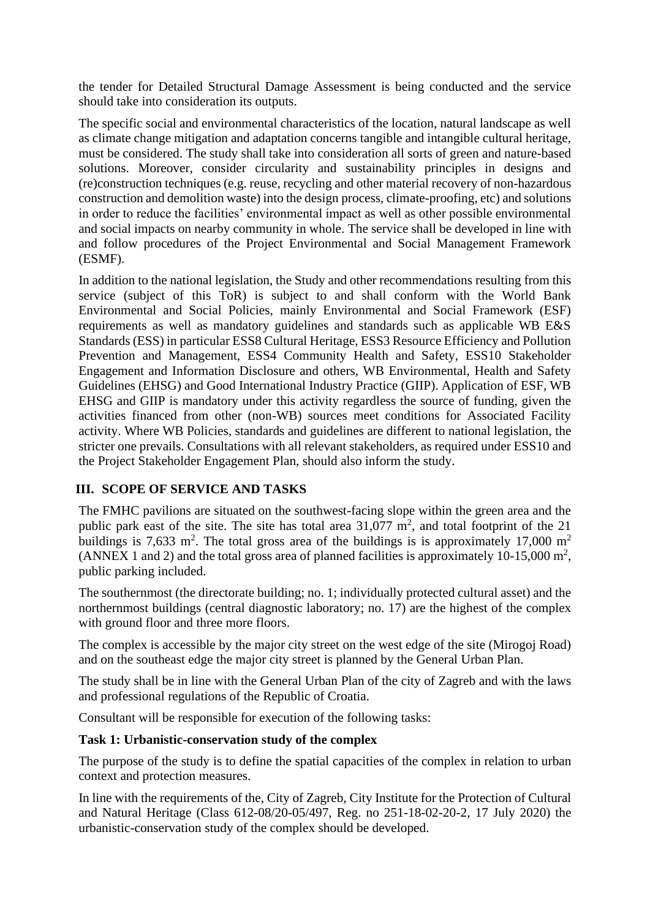the tender for Detailed Structural Damage Assessment is being conducted and the service should take into consideration its outputs.

The specific social and environmental characteristics of the location, natural landscape as well as climate change mitigation and adaptation concerns tangible and intangible cultural heritage, must be considered. The study shall take into consideration all sorts of green and nature-based solutions. Moreover, consider circularity and sustainability principles in designs and (re)construction techniques (e.g. reuse, recycling and other material recovery of non-hazardous construction and demolition waste) into the design process, climate-proofing, etc) and solutions in order to reduce the facilities' environmental impact as well as other possible environmental and social impacts on nearby community in whole. The service shall be developed in line with and follow procedures of the Project Environmental and Social Management Framework (ESMF).

In addition to the national legislation, the Study and other recommendations resulting from this service (subject of this ToR) is subject to and shall conform with the World Bank Environmental and Social Policies, mainly Environmental and Social Framework (ESF) requirements as well as mandatory guidelines and standards such as applicable WB E&S Standards (ESS) in particular ESS8 Cultural Heritage, ESS3 Resource Efficiency and Pollution Prevention and Management, ESS4 Community Health and Safety, ESS10 Stakeholder Engagement and Information Disclosure and others, WB Environmental, Health and Safety Guidelines (EHSG) and Good International Industry Practice (GIIP). Application of ESF, WB EHSG and GIIP is mandatory under this activity regardless the source of funding, given the activities financed from other (non-WB) sources meet conditions for Associated Facility activity. Where WB Policies, standards and guidelines are different to national legislation, the stricter one prevails. Consultations with all relevant stakeholders, as required under ESS10 and the Project Stakeholder Engagement Plan, should also inform the study.

## III. SCOPE OF SERVICE AND TASKS

The FMHC pavilions are situated on the southwest-facing slope within the green area and the public park east of the site. The site has total area 31,077 $m^2$, and total footprint of the 21 buildings is 7,633 $m^2$. The total gross area of the buildings is is approximately 17,000 $m^2$ (ANNEX 1 and 2) and the total gross area of planned facilities is approximately 10-15,000 $m^2$, public parking included.

The southernmost (the directorate building; no. 1; individually protected cultural asset) and the northernmost buildings (central diagnostic laboratory; no. 17) are the highest of the complex with ground floor and three more floors.

The complex is accessible by the major city street on the west edge of the site (Mirogoj Road) and on the southeast edge the major city street is planned by the General Urban Plan.

The study shall be in line with the General Urban Plan of the city of Zagreb and with the laws and professional regulations of the Republic of Croatia.

Consultant will be responsible for execution of the following tasks:

### Task 1: Urbanistic-conservation study of the complex

The purpose of the study is to define the spatial capacities of the complex in relation to urban context and protection measures.

In line with the requirements of the, City of Zagreb, City Institute for the Protection of Cultural and Natural Heritage (Class 612-08/20-05/497, Reg. no 251-18-02-20-2, 17 July 2020) the urbanistic-conservation study of the complex should be developed.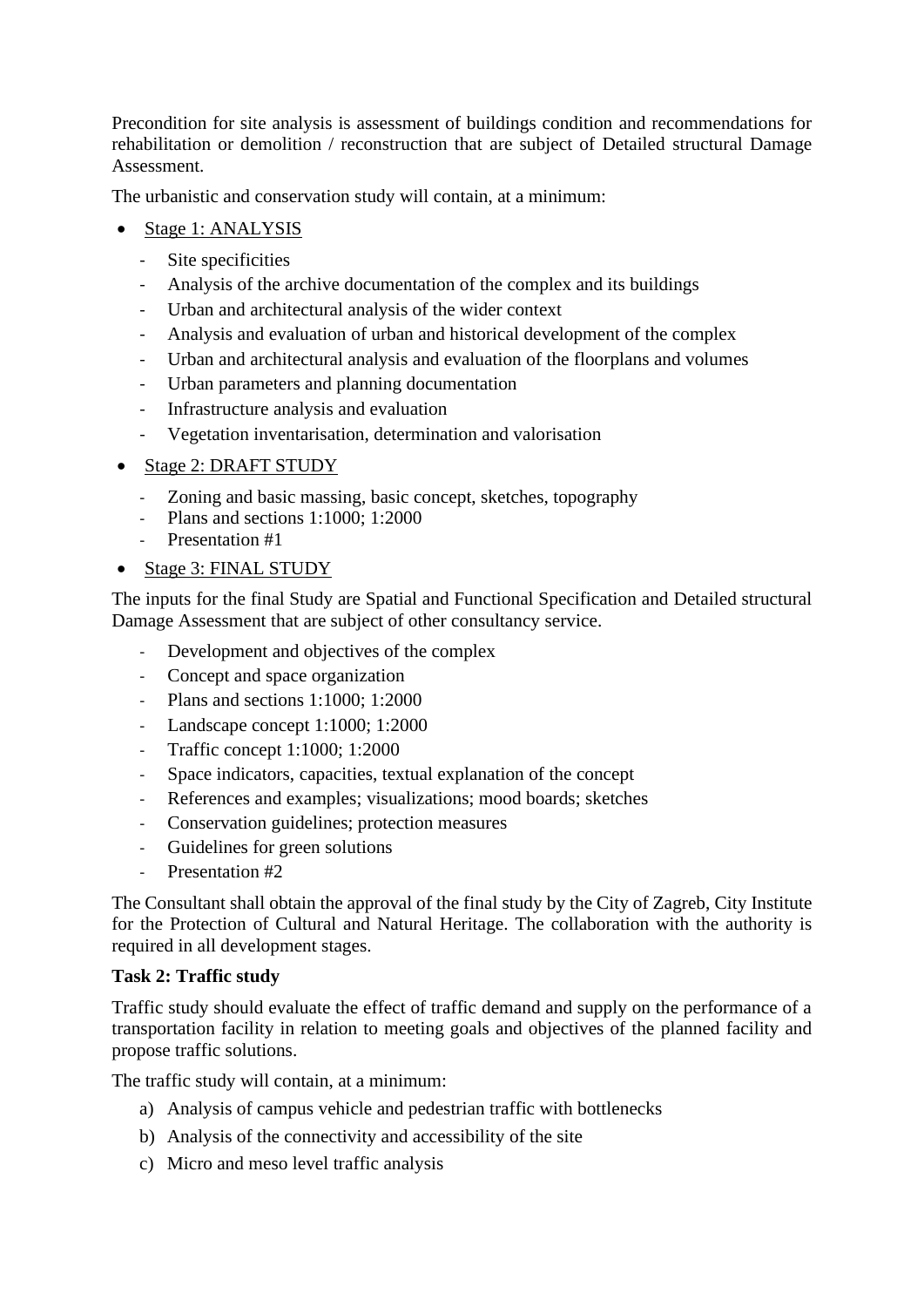Precondition for site analysis is assessment of buildings condition and recommendations for rehabilitation or demolition / reconstruction that are subject of Detailed structural Damage Assessment.

The urbanistic and conservation study will contain, at a minimum:

- Stage 1: ANALYSIS
  - Site specificities
  - Analysis of the archive documentation of the complex and its buildings
  - Urban and architectural analysis of the wider context
  - Analysis and evaluation of urban and historical development of the complex
  - Urban and architectural analysis and evaluation of the floorplans and volumes
  - Urban parameters and planning documentation
  - Infrastructure analysis and evaluation
  - Vegetation inventarisation, determination and valorisation
- Stage 2: DRAFT STUDY
  - Zoning and basic massing, basic concept, sketches, topography
  - Plans and sections 1:1000; 1:2000
  - Presentation #1
- Stage 3: FINAL STUDY

The inputs for the final Study are Spatial and Functional Specification and Detailed structural Damage Assessment that are subject of other consultancy service.

- Development and objectives of the complex
- Concept and space organization
- Plans and sections 1:1000; 1:2000
- Landscape concept 1:1000; 1:2000
- Traffic concept 1:1000; 1:2000
- Space indicators, capacities, textual explanation of the concept
- References and examples; visualizations; mood boards; sketches
- Conservation guidelines; protection measures
- Guidelines for green solutions
- Presentation #2

The Consultant shall obtain the approval of the final study by the City of Zagreb, City Institute for the Protection of Cultural and Natural Heritage. The collaboration with the authority is required in all development stages.

**Task 2: Traffic study**

Traffic study should evaluate the effect of traffic demand and supply on the performance of a transportation facility in relation to meeting goals and objectives of the planned facility and propose traffic solutions.

The traffic study will contain, at a minimum:

a) Analysis of campus vehicle and pedestrian traffic with bottlenecks
b) Analysis of the connectivity and accessibility of the site
c) Micro and meso level traffic analysis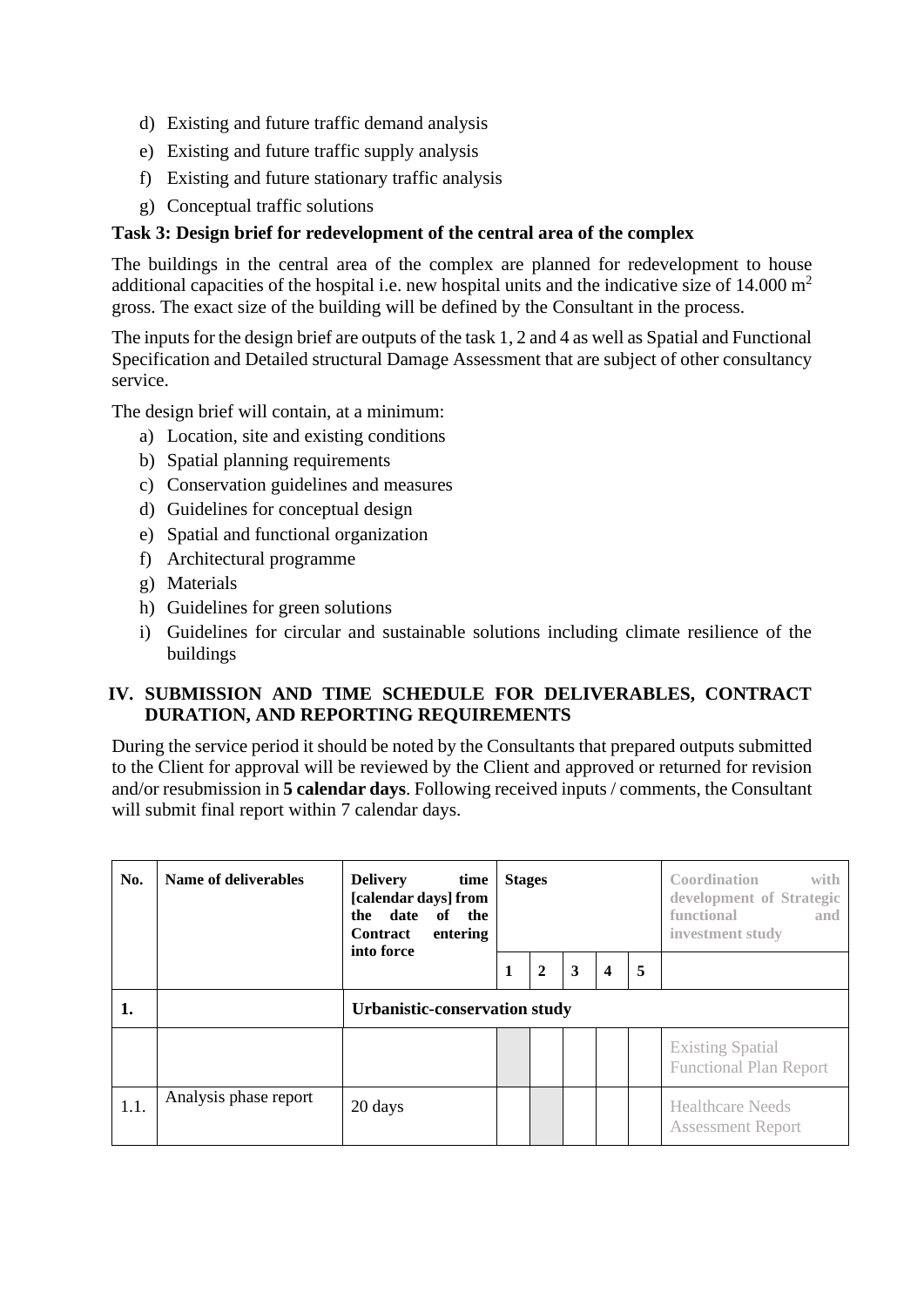d) Existing and future traffic demand analysis
e) Existing and future traffic supply analysis
f) Existing and future stationary traffic analysis
g) Conceptual traffic solutions

**Task 3: Design brief for redevelopment of the central area of the complex**

The buildings in the central area of the complex are planned for redevelopment to house additional capacities of the hospital i.e. new hospital units and the indicative size of 14.000 $m^2$ gross. The exact size of the building will be defined by the Consultant in the process.

The inputs for the design brief are outputs of the task 1, 2 and 4 as well as Spatial and Functional Specification and Detailed structural Damage Assessment that are subject of other consultancy service.

The design brief will contain, at a minimum:

a) Location, site and existing conditions
b) Spatial planning requirements
c) Conservation guidelines and measures
d) Guidelines for conceptual design
e) Spatial and functional organization
f) Architectural programme
g) Materials
h) Guidelines for green solutions
i) Guidelines for circular and sustainable solutions including climate resilience of the buildings

## IV. SUBMISSION AND TIME SCHEDULE FOR DELIVERABLES, CONTRACT DURATION, AND REPORTING REQUIREMENTS

During the service period it should be noted by the Consultants that prepared outputs submitted to the Client for approval will be reviewed by the Client and approved or returned for revision and/or resubmission in **5 calendar days**. Following received inputs / comments, the Consultant will submit final report within 7 calendar days.

| No. | Name of deliverables | Delivery time [calendar days] from the date of the Contract entering into force | Stages | | | | | Coordination with development of Strategic functional and investment study |
|---|---|---|---|---|---|---|---|---|
| | | | 1 | 2 | 3 | 4 | 5 | |
| **1.** | | **Urbanistic-conservation study** | | | | | | |
| | | | | | | | | Existing Spatial Functional Plan Report |
| 1.1. | Analysis phase report | 20 days | | | | | | Healthcare Needs Assessment Report |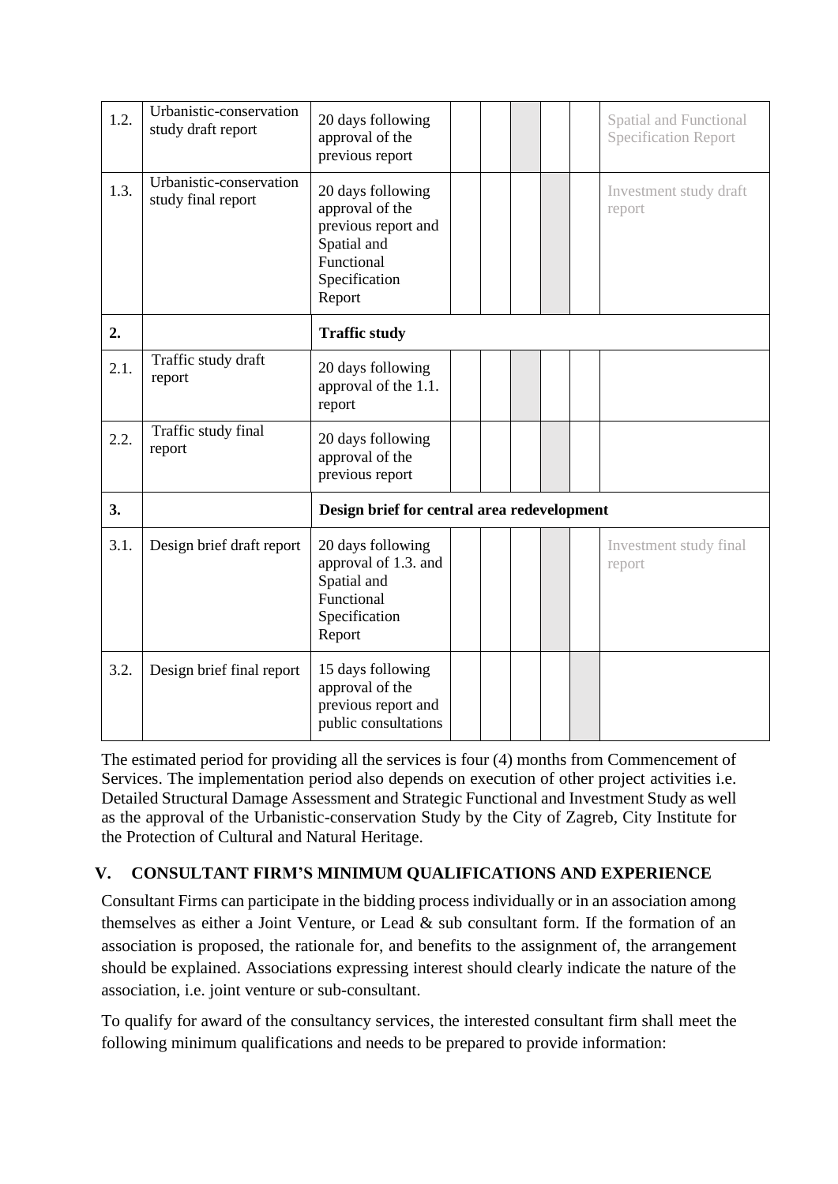| 1.2. | Urbanistic-conservation study draft report | 20 days following approval of the previous report | | | | | | Spatial and Functional Specification Report |
|---|---|---|---|---|---|---|---|---|
| 1.3. | Urbanistic-conservation study final report | 20 days following approval of the previous report and Spatial and Functional Specification Report | | | | | | Investment study draft report |
| **2.** | | **Traffic study** | | | | | | |
| 2.1. | Traffic study draft report | 20 days following approval of the 1.1. report | | | | | | |
| 2.2. | Traffic study final report | 20 days following approval of the previous report | | | | | | |
| **3.** | | **Design brief for central area redevelopment** | | | | | | |
| 3.1. | Design brief draft report | 20 days following approval of 1.3. and Spatial and Functional Specification Report | | | | | | Investment study final report |
| 3.2. | Design brief final report | 15 days following approval of the previous report and public consultations | | | | | | |

The estimated period for providing all the services is four (4) months from Commencement of Services. The implementation period also depends on execution of other project activities i.e. Detailed Structural Damage Assessment and Strategic Functional and Investment Study as well as the approval of the Urbanistic-conservation Study by the City of Zagreb, City Institute for the Protection of Cultural and Natural Heritage.

## V. CONSULTANT FIRM'S MINIMUM QUALIFICATIONS AND EXPERIENCE

Consultant Firms can participate in the bidding process individually or in an association among themselves as either a Joint Venture, or Lead & sub consultant form. If the formation of an association is proposed, the rationale for, and benefits to the assignment of, the arrangement should be explained. Associations expressing interest should clearly indicate the nature of the association, i.e. joint venture or sub-consultant.

To qualify for award of the consultancy services, the interested consultant firm shall meet the following minimum qualifications and needs to be prepared to provide information: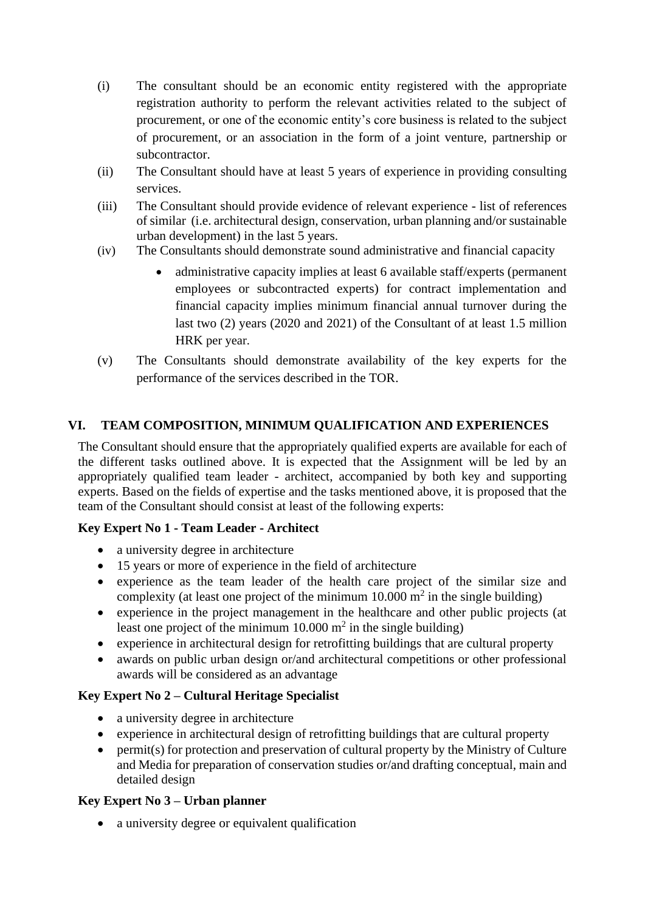(i) The consultant should be an economic entity registered with the appropriate registration authority to perform the relevant activities related to the subject of procurement, or one of the economic entity's core business is related to the subject of procurement, or an association in the form of a joint venture, partnership or subcontractor.

(ii) The Consultant should have at least 5 years of experience in providing consulting services.

(iii) The Consultant should provide evidence of relevant experience - list of references of similar (i.e. architectural design, conservation, urban planning and/or sustainable urban development) in the last 5 years.

(iv) The Consultants should demonstrate sound administrative and financial capacity

- administrative capacity implies at least 6 available staff/experts (permanent employees or subcontracted experts) for contract implementation and financial capacity implies minimum financial annual turnover during the last two (2) years (2020 and 2021) of the Consultant of at least 1.5 million HRK per year.

(v) The Consultants should demonstrate availability of the key experts for the performance of the services described in the TOR.

## VI. TEAM COMPOSITION, MINIMUM QUALIFICATION AND EXPERIENCES

The Consultant should ensure that the appropriately qualified experts are available for each of the different tasks outlined above. It is expected that the Assignment will be led by an appropriately qualified team leader - architect, accompanied by both key and supporting experts. Based on the fields of expertise and the tasks mentioned above, it is proposed that the team of the Consultant should consist at least of the following experts:

**Key Expert No 1 - Team Leader - Architect**

- a university degree in architecture
- 15 years or more of experience in the field of architecture
- experience as the team leader of the health care project of the similar size and complexity (at least one project of the minimum 10.000 $m^2$ in the single building)
- experience in the project management in the healthcare and other public projects (at least one project of the minimum 10.000 $m^2$ in the single building)
- experience in architectural design for retrofitting buildings that are cultural property
- awards on public urban design or/and architectural competitions or other professional awards will be considered as an advantage

**Key Expert No 2 – Cultural Heritage Specialist**

- a university degree in architecture
- experience in architectural design of retrofitting buildings that are cultural property
- permit(s) for protection and preservation of cultural property by the Ministry of Culture and Media for preparation of conservation studies or/and drafting conceptual, main and detailed design

**Key Expert No 3 – Urban planner**

- a university degree or equivalent qualification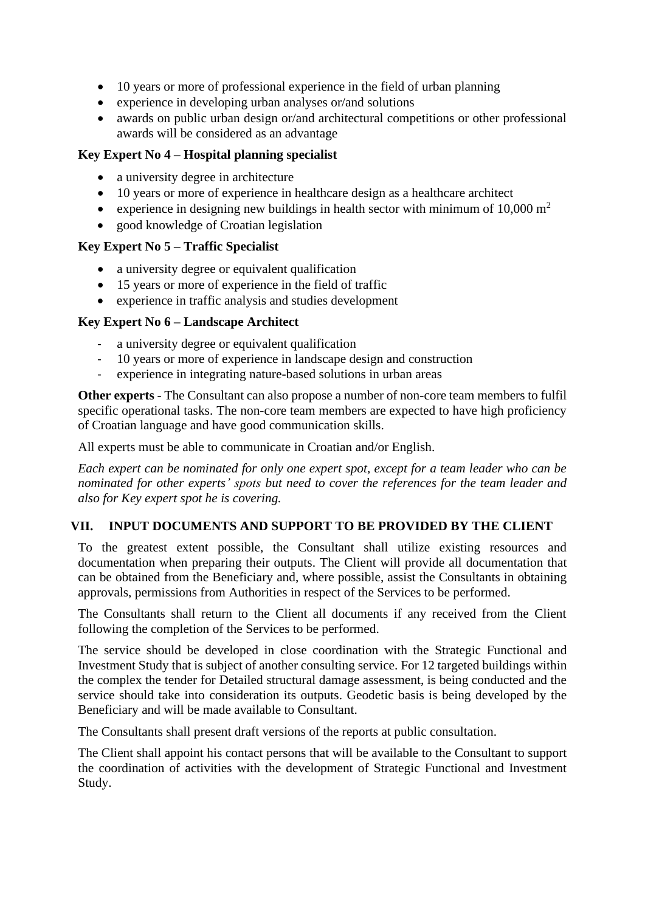- 10 years or more of professional experience in the field of urban planning
- experience in developing urban analyses or/and solutions
- awards on public urban design or/and architectural competitions or other professional awards will be considered as an advantage

**Key Expert No 4 – Hospital planning specialist**

- a university degree in architecture
- 10 years or more of experience in healthcare design as a healthcare architect
- experience in designing new buildings in health sector with minimum of 10,000 $m^2$
- good knowledge of Croatian legislation

**Key Expert No 5 – Traffic Specialist**

- a university degree or equivalent qualification
- 15 years or more of experience in the field of traffic
- experience in traffic analysis and studies development

**Key Expert No 6 – Landscape Architect**

- a university degree or equivalent qualification
- 10 years or more of experience in landscape design and construction
- experience in integrating nature-based solutions in urban areas

**Other experts** - The Consultant can also propose a number of non-core team members to fulfil specific operational tasks. The non-core team members are expected to have high proficiency of Croatian language and have good communication skills.

All experts must be able to communicate in Croatian and/or English.

*Each expert can be nominated for only one expert spot, except for a team leader who can be nominated for other experts' spots but need to cover the references for the team leader and also for Key expert spot he is covering.*

## VII. INPUT DOCUMENTS AND SUPPORT TO BE PROVIDED BY THE CLIENT

To the greatest extent possible, the Consultant shall utilize existing resources and documentation when preparing their outputs. The Client will provide all documentation that can be obtained from the Beneficiary and, where possible, assist the Consultants in obtaining approvals, permissions from Authorities in respect of the Services to be performed.

The Consultants shall return to the Client all documents if any received from the Client following the completion of the Services to be performed.

The service should be developed in close coordination with the Strategic Functional and Investment Study that is subject of another consulting service. For 12 targeted buildings within the complex the tender for Detailed structural damage assessment, is being conducted and the service should take into consideration its outputs. Geodetic basis is being developed by the Beneficiary and will be made available to Consultant.

The Consultants shall present draft versions of the reports at public consultation.

The Client shall appoint his contact persons that will be available to the Consultant to support the coordination of activities with the development of Strategic Functional and Investment Study.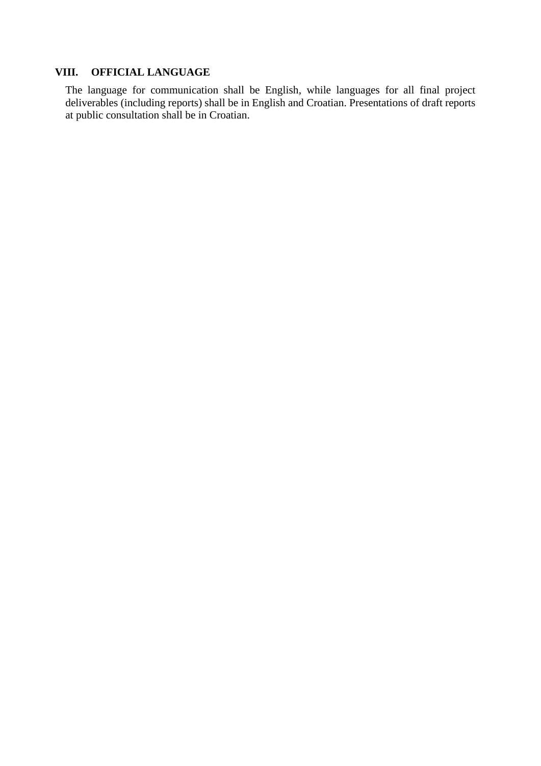## VIII. OFFICIAL LANGUAGE

The language for communication shall be English, while languages for all final project deliverables (including reports) shall be in English and Croatian. Presentations of draft reports at public consultation shall be in Croatian.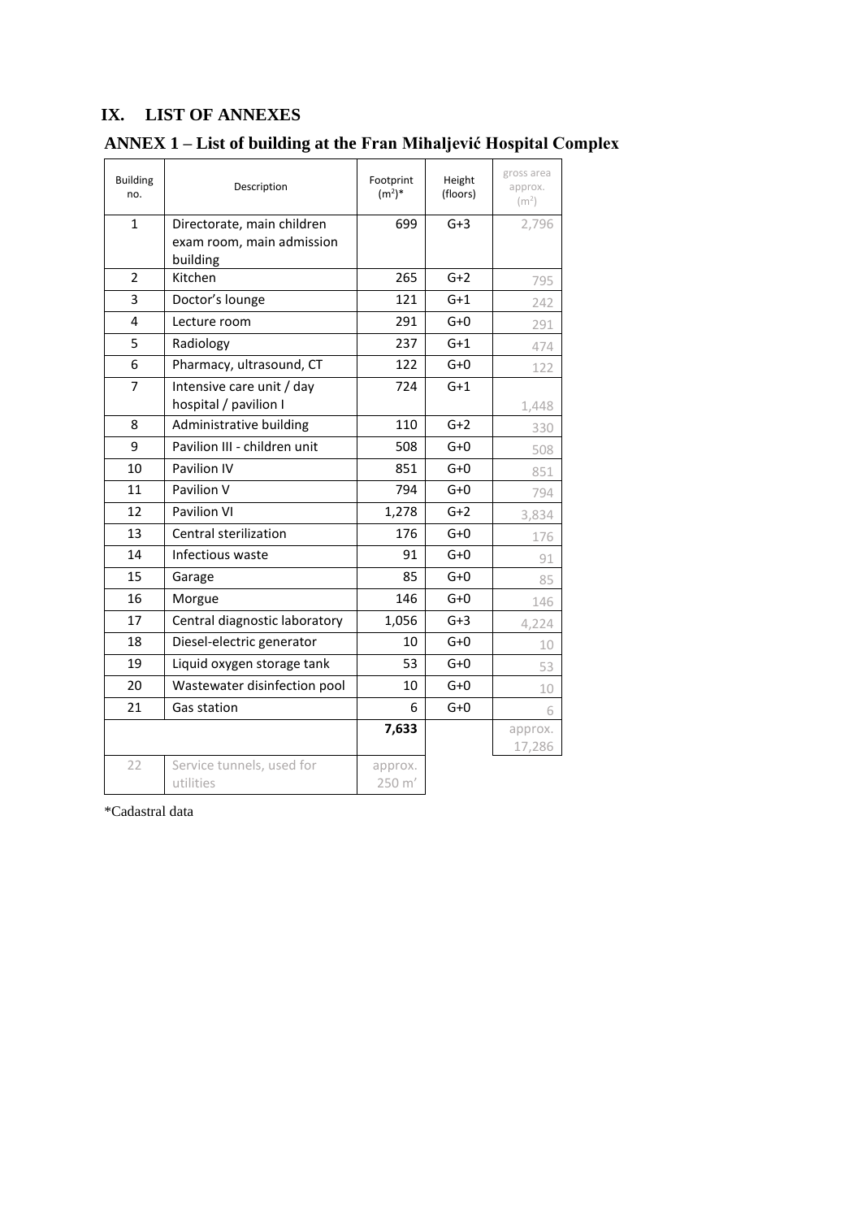# IX. LIST OF ANNEXES

## ANNEX 1 – List of building at the Fran Mihaljević Hospital Complex

| Building no. | Description | Footprint ($m^2$)* | Height (floors) | gross area approx. ($m^2$) |
|---|---|---|---|---|
| 1 | Directorate, main children exam room, main admission building | 699 | G+3 | 2,796 |
| 2 | Kitchen | 265 | G+2 | 795 |
| 3 | Doctor's lounge | 121 | G+1 | 242 |
| 4 | Lecture room | 291 | G+0 | 291 |
| 5 | Radiology | 237 | G+1 | 474 |
| 6 | Pharmacy, ultrasound, CT | 122 | G+0 | 122 |
| 7 | Intensive care unit / day hospital / pavilion I | 724 | G+1 | 1,448 |
| 8 | Administrative building | 110 | G+2 | 330 |
| 9 | Pavilion III - children unit | 508 | G+0 | 508 |
| 10 | Pavilion IV | 851 | G+0 | 851 |
| 11 | Pavilion V | 794 | G+0 | 794 |
| 12 | Pavilion VI | 1,278 | G+2 | 3,834 |
| 13 | Central sterilization | 176 | G+0 | 176 |
| 14 | Infectious waste | 91 | G+0 | 91 |
| 15 | Garage | 85 | G+0 | 85 |
| 16 | Morgue | 146 | G+0 | 146 |
| 17 | Central diagnostic laboratory | 1,056 | G+3 | 4,224 |
| 18 | Diesel-electric generator | 10 | G+0 | 10 |
| 19 | Liquid oxygen storage tank | 53 | G+0 | 53 |
| 20 | Wastewater disinfection pool | 10 | G+0 | 10 |
| 21 | Gas station | 6 | G+0 | 6 |
| | | **7,633** | | approx. 17,286 |
| 22 | Service tunnels, used for utilities | approx. 250 m' | | |

*Cadastral data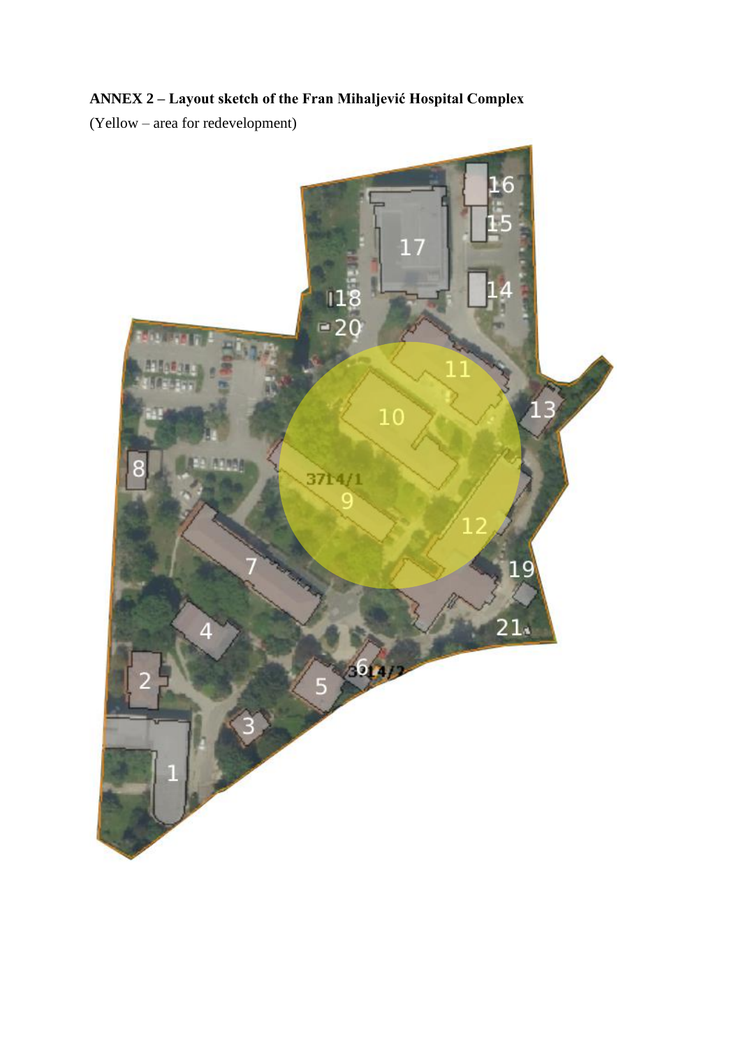**ANNEX 2 – Layout sketch of the Fran Mihaljević Hospital Complex**

(Yellow – area for redevelopment)

16
15
17
14
18
20
11
13
10
8
3714/1
9
12
7
19
21
4
2
5
6
3714/2
3
1